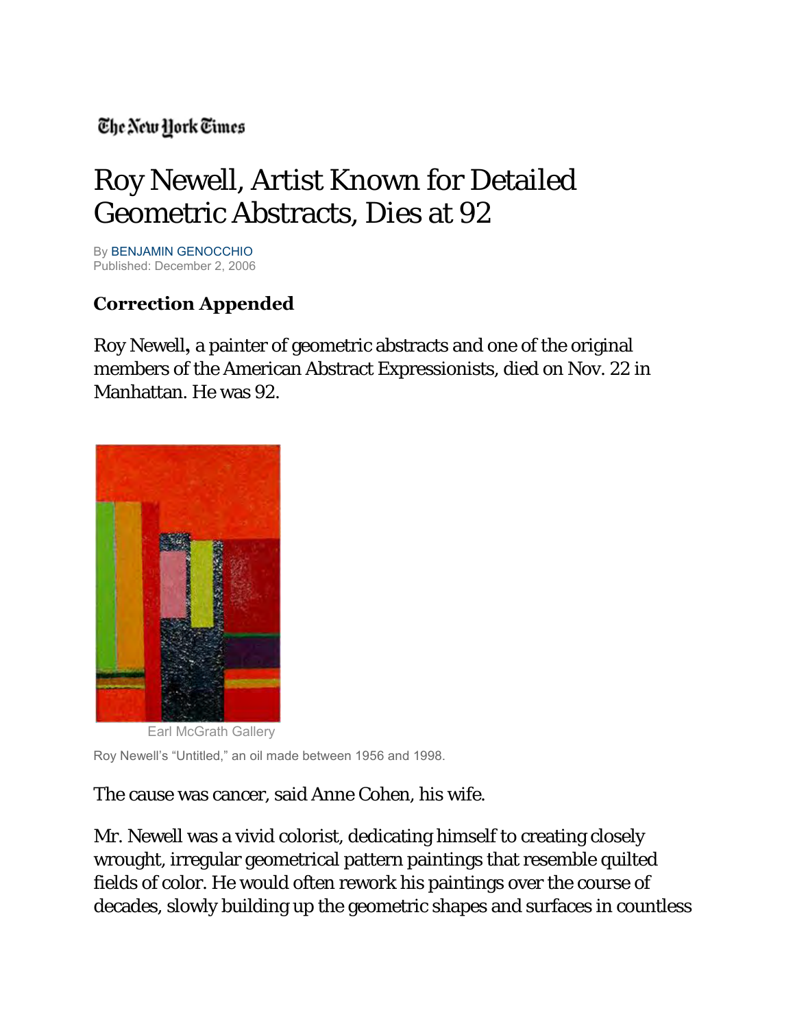The New York Times

# Roy Newell, Artist Known for Detailed Geometric Abstracts, Dies at 92

By BENJAMIN GENOCCHIO
Published: December 2, 2006

**Correction Appended**

Roy Newell, a painter of geometric abstracts and one of the original members of the American Abstract Expressionists, died on Nov. 22 in Manhattan. He was 92.

Earl McGrath Gallery

Roy Newell's "Untitled," an oil made between 1956 and 1998.

The cause was cancer, said Anne Cohen, his wife.

Mr. Newell was a vivid colorist, dedicating himself to creating closely wrought, irregular geometrical pattern paintings that resemble quilted fields of color. He would often rework his paintings over the course of decades, slowly building up the geometric shapes and surfaces in countless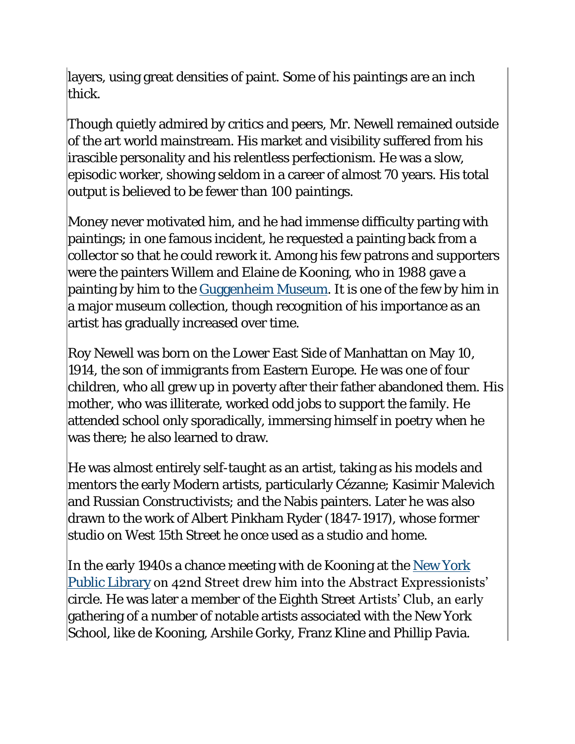layers, using great densities of paint. Some of his paintings are an inch thick.

Though quietly admired by critics and peers, Mr. Newell remained outside of the art world mainstream. His market and visibility suffered from his irascible personality and his relentless perfectionism. He was a slow, episodic worker, showing seldom in a career of almost 70 years. His total output is believed to be fewer than 100 paintings.

Money never motivated him, and he had immense difficulty parting with paintings; in one famous incident, he requested a painting back from a collector so that he could rework it. Among his few patrons and supporters were the painters Willem and Elaine de Kooning, who in 1988 gave a painting by him to the Guggenheim Museum. It is one of the few by him in a major museum collection, though recognition of his importance as an artist has gradually increased over time.

Roy Newell was born on the Lower East Side of Manhattan on May 10, 1914, the son of immigrants from Eastern Europe. He was one of four children, who all grew up in poverty after their father abandoned them. His mother, who was illiterate, worked odd jobs to support the family. He attended school only sporadically, immersing himself in poetry when he was there; he also learned to draw.

He was almost entirely self-taught as an artist, taking as his models and mentors the early Modern artists, particularly Cézanne; Kasimir Malevich and Russian Constructivists; and the Nabis painters. Later he was also drawn to the work of Albert Pinkham Ryder (1847-1917), whose former studio on West 15th Street he once used as a studio and home.

In the early 1940s a chance meeting with de Kooning at the New York Public Library on 42nd Street drew him into the Abstract Expressionists' circle. He was later a member of the Eighth Street Artists' Club, an early gathering of a number of notable artists associated with the New York School, like de Kooning, Arshile Gorky, Franz Kline and Phillip Pavia.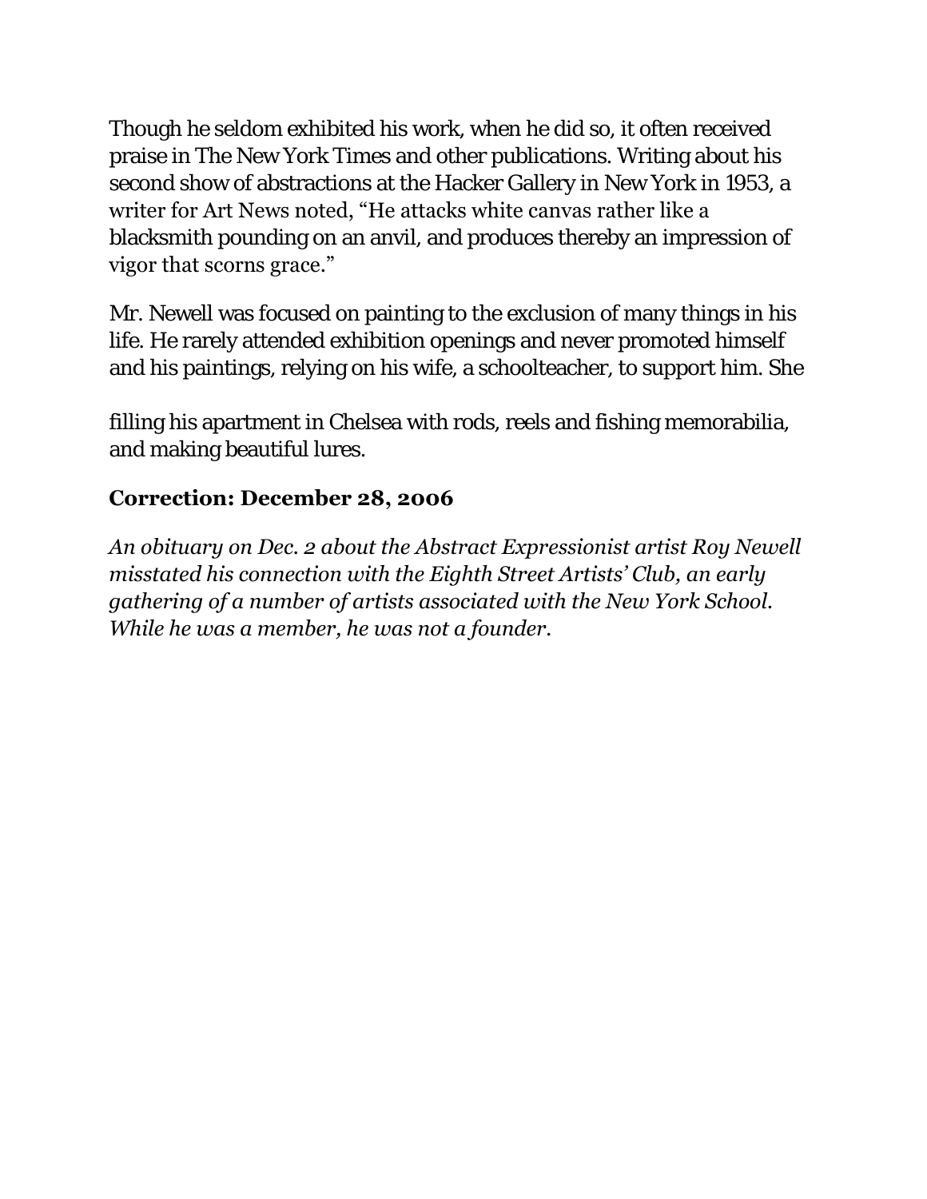Though he seldom exhibited his work, when he did so, it often received praise in The New York Times and other publications. Writing about his second show of abstractions at the Hacker Gallery in New York in 1953, a writer for Art News noted, “He attacks white canvas rather like a blacksmith pounding on an anvil, and produces thereby an impression of vigor that scorns grace.”

Mr. Newell was focused on painting to the exclusion of many things in his life. He rarely attended exhibition openings and never promoted himself and his paintings, relying on his wife, a schoolteacher, to support him. She

filling his apartment in Chelsea with rods, reels and fishing memorabilia, and making beautiful lures.

### Correction: December 28, 2006

*An obituary on Dec. 2 about the Abstract Expressionist artist Roy Newell misstated his connection with the Eighth Street Artists’ Club, an early gathering of a number of artists associated with the New York School. While he was a member, he was not a founder.*